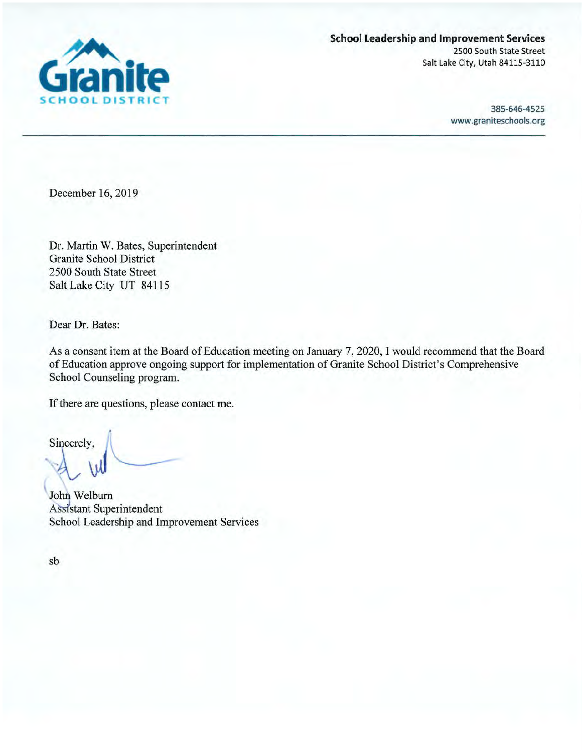**Granite SCHOOL DISTRICT**

**School Leadership and Improvement Services**
2500 South State Street
Salt Lake City, Utah 84115-3110

385-646-4525
www.graniteschools.org

---

December 16, 2019

Dr. Martin W. Bates, Superintendent
Granite School District
2500 South State Street
Salt Lake City UT 84115

Dear Dr. Bates:

As a consent item at the Board of Education meeting on January 7, 2020, I would recommend that the Board of Education approve ongoing support for implementation of Granite School District's Comprehensive School Counseling program.

If there are questions, please contact me.

Sincerely,

John Welburn
Assistant Superintendent
School Leadership and Improvement Services

sb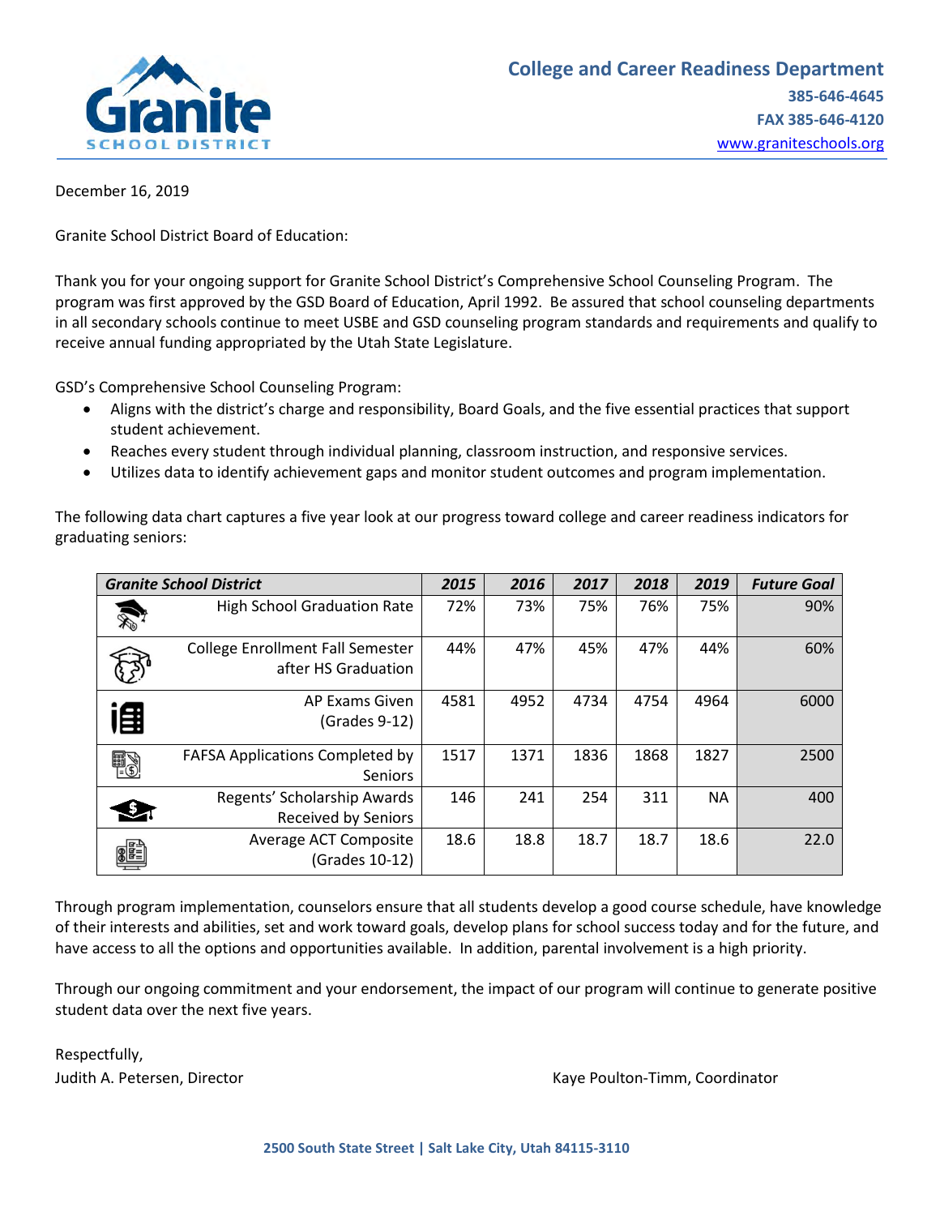**College and Career Readiness Department**
**385-646-4645**
**FAX 385-646-4120**
www.graniteschools.org

December 16, 2019

Granite School District Board of Education:

Thank you for your ongoing support for Granite School District's Comprehensive School Counseling Program. The program was first approved by the GSD Board of Education, April 1992. Be assured that school counseling departments in all secondary schools continue to meet USBE and GSD counseling program standards and requirements and qualify to receive annual funding appropriated by the Utah State Legislature.

GSD's Comprehensive School Counseling Program:

- Aligns with the district's charge and responsibility, Board Goals, and the five essential practices that support student achievement.
- Reaches every student through individual planning, classroom instruction, and responsive services.
- Utilizes data to identify achievement gaps and monitor student outcomes and program implementation.

The following data chart captures a five year look at our progress toward college and career readiness indicators for graduating seniors:

| ***Granite School District*** | ***2015*** | ***2016*** | ***2017*** | ***2018*** | ***2019*** | ***Future Goal*** |
|---|---|---|---|---|---|---|
| High School Graduation Rate | 72% | 73% | 75% | 76% | 75% | 90% |
| College Enrollment Fall Semester after HS Graduation | 44% | 47% | 45% | 47% | 44% | 60% |
| AP Exams Given (Grades 9-12) | 4581 | 4952 | 4734 | 4754 | 4964 | 6000 |
| FAFSA Applications Completed by Seniors | 1517 | 1371 | 1836 | 1868 | 1827 | 2500 |
| Regents' Scholarship Awards Received by Seniors | 146 | 241 | 254 | 311 | NA | 400 |
| Average ACT Composite (Grades 10-12) | 18.6 | 18.8 | 18.7 | 18.7 | 18.6 | 22.0 |

Through program implementation, counselors ensure that all students develop a good course schedule, have knowledge of their interests and abilities, set and work toward goals, develop plans for school success today and for the future, and have access to all the options and opportunities available. In addition, parental involvement is a high priority.

Through our ongoing commitment and your endorsement, the impact of our program will continue to generate positive student data over the next five years.

Respectfully,

Judith A. Petersen, Director

Kaye Poulton-Timm, Coordinator

**2500 South State Street | Salt Lake City, Utah 84115-3110**